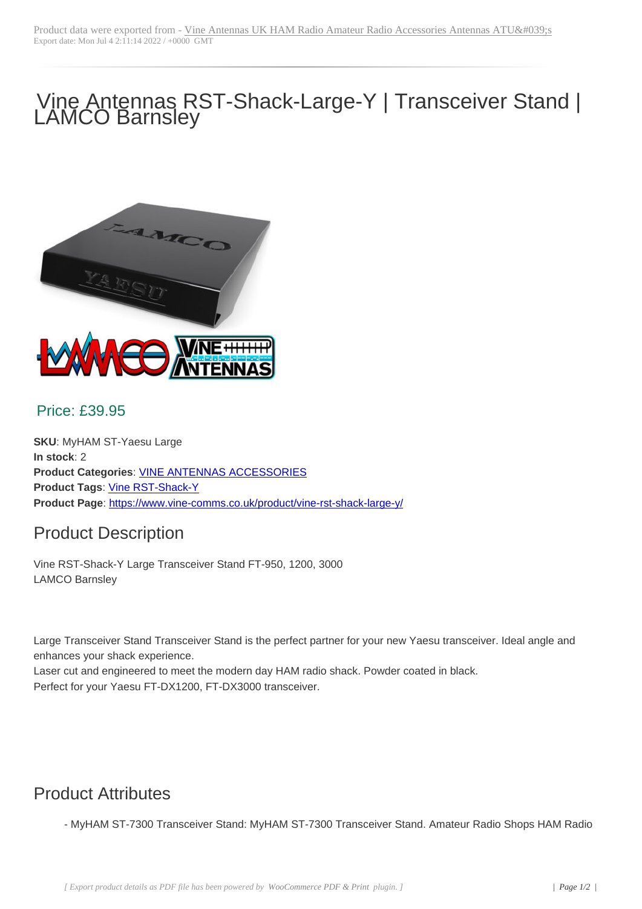# Vine Antennas RST-Shack-Large-Y | Transceiver Stand | LAMCO Barnsley

## Price: £39.95

**SKU**: MyHAM ST-Yaesu Large
**In stock**: 2
**Product Categories**: VINE ANTENNAS ACCESSORIES
**Product Tags**: Vine RST-Shack-Y
**Product Page**: https://www.vine-comms.co.uk/product/vine-rst-shack-large-y/

## Product Description

Vine RST-Shack-Y Large Transceiver Stand FT-950, 1200, 3000
LAMCO Barnsley

Large Transceiver Stand Transceiver Stand is the perfect partner for your new Yaesu transceiver. Ideal angle and enhances your shack experience.
Laser cut and engineered to meet the modern day HAM radio shack. Powder coated in black.
Perfect for your Yaesu FT-DX1200, FT-DX3000 transceiver.

## Product Attributes

- MyHAM ST-7300 Transceiver Stand: MyHAM ST-7300 Transceiver Stand. Amateur Radio Shops HAM Radio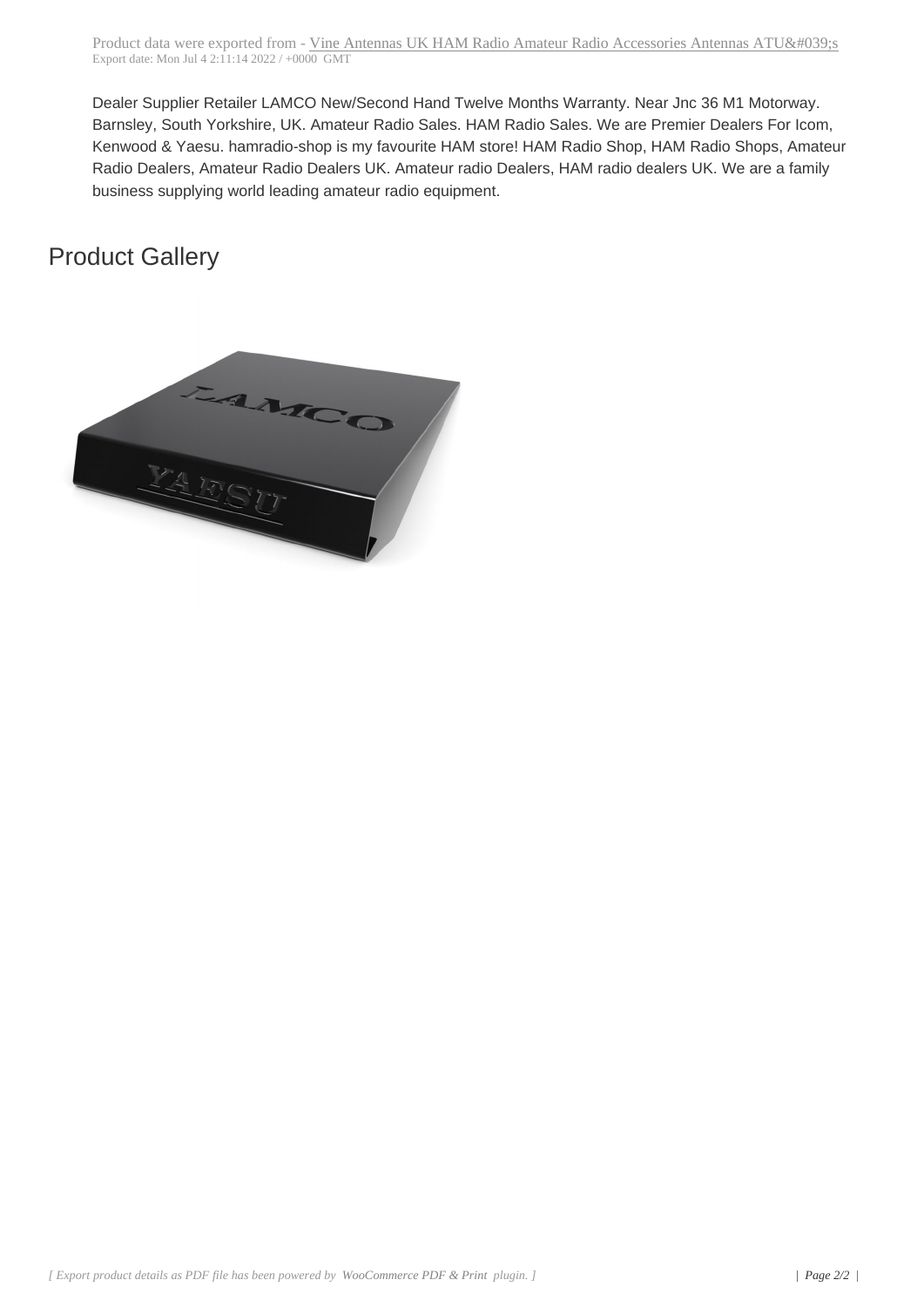Dealer Supplier Retailer LAMCO New/Second Hand Twelve Months Warranty. Near Jnc 36 M1 Motorway. Barnsley, South Yorkshire, UK. Amateur Radio Sales. HAM Radio Sales. We are Premier Dealers For Icom, Kenwood & Yaesu. hamradio-shop is my favourite HAM store! HAM Radio Shop, HAM Radio Shops, Amateur Radio Dealers, Amateur Radio Dealers UK. Amateur radio Dealers, HAM radio dealers UK. We are a family business supplying world leading amateur radio equipment.

## Product Gallery